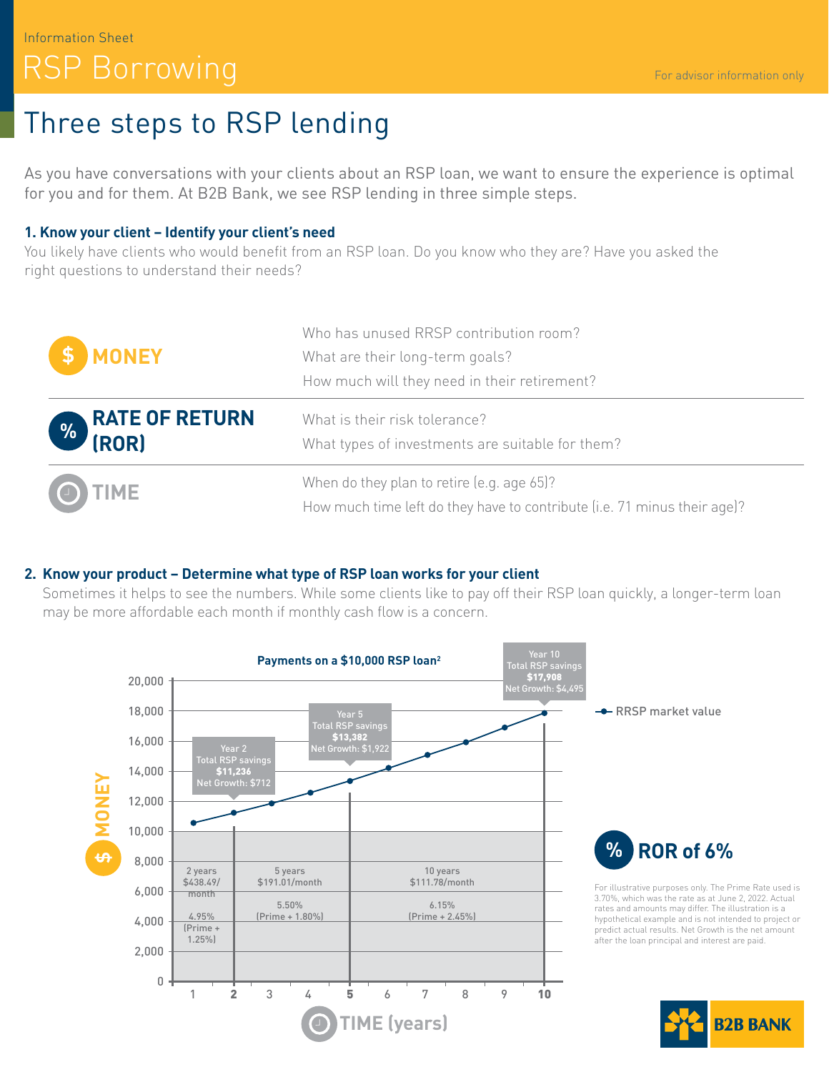Information Sheet

# RSP Borrowing

For advisor information only

## Three steps to RSP lending

As you have conversations with your clients about an RSP loan, we want to ensure the experience is optimal for you and for them. At B2B Bank, we see RSP lending in three simple steps.

### 1. Know your client – Identify your client's need

You likely have clients who would benefit from an RSP loan. Do you know who they are? Have you asked the right questions to understand their needs?

| | |
|---|---|
| **MONEY** | Who has unused RRSP contribution room?<br>What are their long-term goals?<br>How much will they need in their retirement? |
| **RATE OF RETURN (ROR)** | What is their risk tolerance?<br>What types of investments are suitable for them? |
| **TIME** | When do they plan to retire (e.g. age 65)?<br>How much time left do they have to contribute (i.e. 71 minus their age)? |

### 2. Know your product – Determine what type of RSP loan works for your client

Sometimes it helps to see the numbers. While some clients like to pay off their RSP loan quickly, a longer-term loan may be more affordable each month if monthly cash flow is a concern.

**Payments on a $10,000 RSP loan**[2]

| Loan term | Monthly payment | Rate | Total RSP savings | Net Growth |
|---|---|---|---|---|
| 2 years | $438.49/month | 4.95% (Prime + 1.25%) | $11,236 (Year 2) | $712 |
| 5 years | $191.01/month | 5.50% (Prime + 1.80%) | $13,382 (Year 5) | $1,922 |
| 10 years | $111.78/month | 6.15% (Prime + 2.45%) | $17,908 (Year 10) | $4,495 |

RRSP market value — MONEY vs. TIME (years)

**ROR of 6%**

For illustrative purposes only. The Prime Rate used is 3.70%, which was the rate as at June 2, 2022. Actual rates and amounts may differ. The illustration is a hypothetical example and is not intended to project or predict actual results. Net Growth is the net amount after the loan principal and interest are paid.

B2B BANK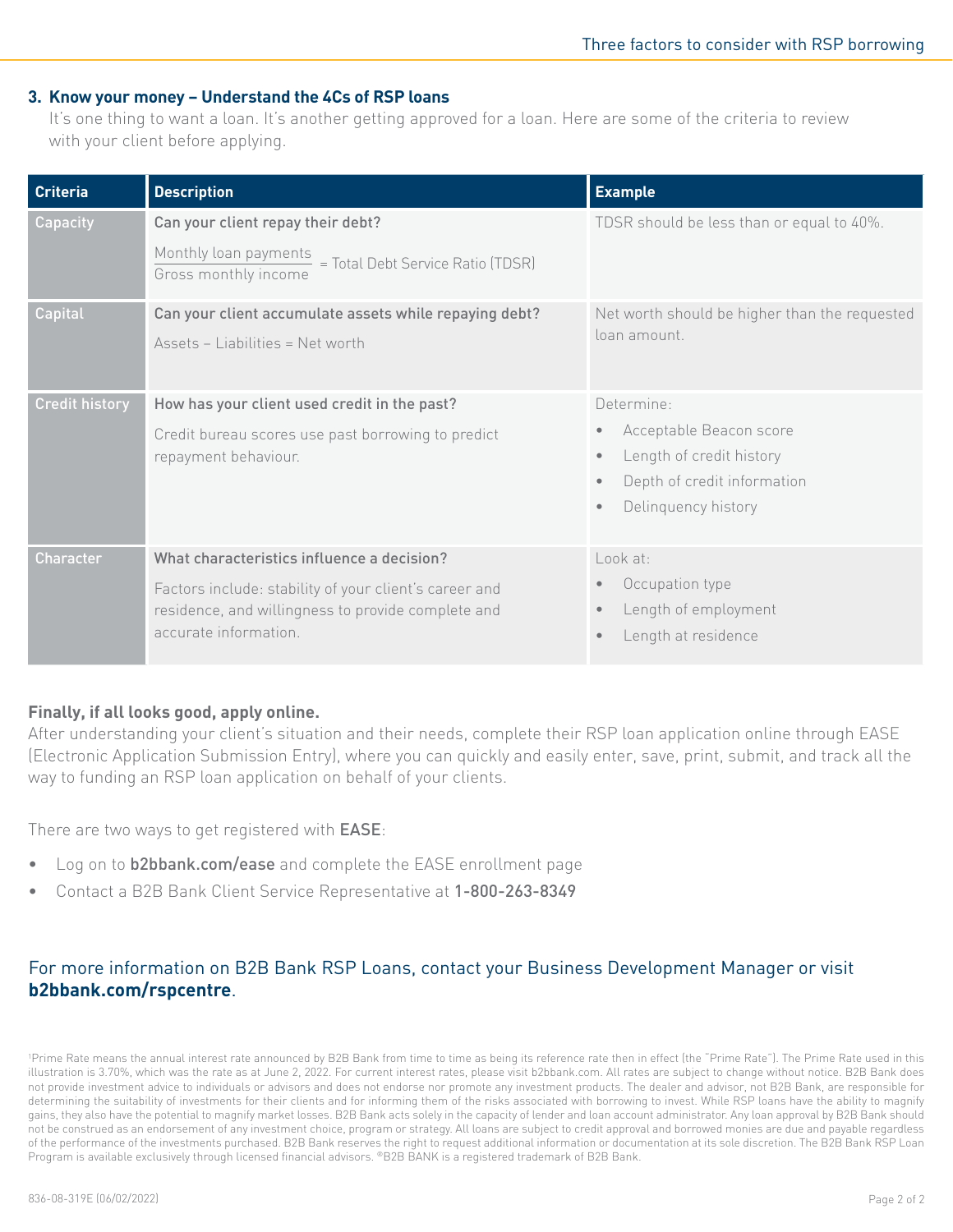### 3. Know your money – Understand the 4Cs of RSP loans

It's one thing to want a loan. It's another getting approved for a loan. Here are some of the criteria to review with your client before applying.

| Criteria | Description | Example |
|---|---|---|
| Capacity | **Can your client repay their debt?**<br>$\frac{\text{Monthly loan payments}}{\text{Gross monthly income}}$ = Total Debt Service Ratio (TDSR) | TDSR should be less than or equal to 40%. |
| Capital | **Can your client accumulate assets while repaying debt?**<br>Assets – Liabilities = Net worth | Net worth should be higher than the requested loan amount. |
| Credit history | **How has your client used credit in the past?**<br>Credit bureau scores use past borrowing to predict repayment behaviour. | Determine:<br>• Acceptable Beacon score<br>• Length of credit history<br>• Depth of credit information<br>• Delinquency history |
| Character | **What characteristics influence a decision?**<br>Factors include: stability of your client's career and residence, and willingness to provide complete and accurate information. | Look at:<br>• Occupation type<br>• Length of employment<br>• Length at residence |

**Finally, if all looks good, apply online.**

After understanding your client's situation and their needs, complete their RSP loan application online through EASE (Electronic Application Submission Entry), where you can quickly and easily enter, save, print, submit, and track all the way to funding an RSP loan application on behalf of your clients.

There are two ways to get registered with **EASE**:

- Log on to **b2bbank.com/ease** and complete the EASE enrollment page
- Contact a B2B Bank Client Service Representative at **1-800-263-8349**

For more information on B2B Bank RSP Loans, contact your Business Development Manager or visit **b2bbank.com/rspcentre**.

[1]Prime Rate means the annual interest rate announced by B2B Bank from time to time as being its reference rate then in effect (the "Prime Rate"). The Prime Rate used in this illustration is 3.70%, which was the rate as at June 2, 2022. For current interest rates, please visit b2bbank.com. All rates are subject to change without notice. B2B Bank does not provide investment advice to individuals or advisors and does not endorse nor promote any investment products. The dealer and advisor, not B2B Bank, are responsible for determining the suitability of investments for their clients and for informing them of the risks associated with borrowing to invest. While RSP loans have the ability to magnify gains, they also have the potential to magnify market losses. B2B Bank acts solely in the capacity of lender and loan account administrator. Any loan approval by B2B Bank should not be construed as an endorsement of any investment choice, program or strategy. All loans are subject to credit approval and borrowed monies are due and payable regardless of the performance of the investments purchased. B2B Bank reserves the right to request additional information or documentation at its sole discretion. The B2B Bank RSP Loan Program is available exclusively through licensed financial advisors. ®B2B BANK is a registered trademark of B2B Bank.

836-08-319E (06/02/2022)